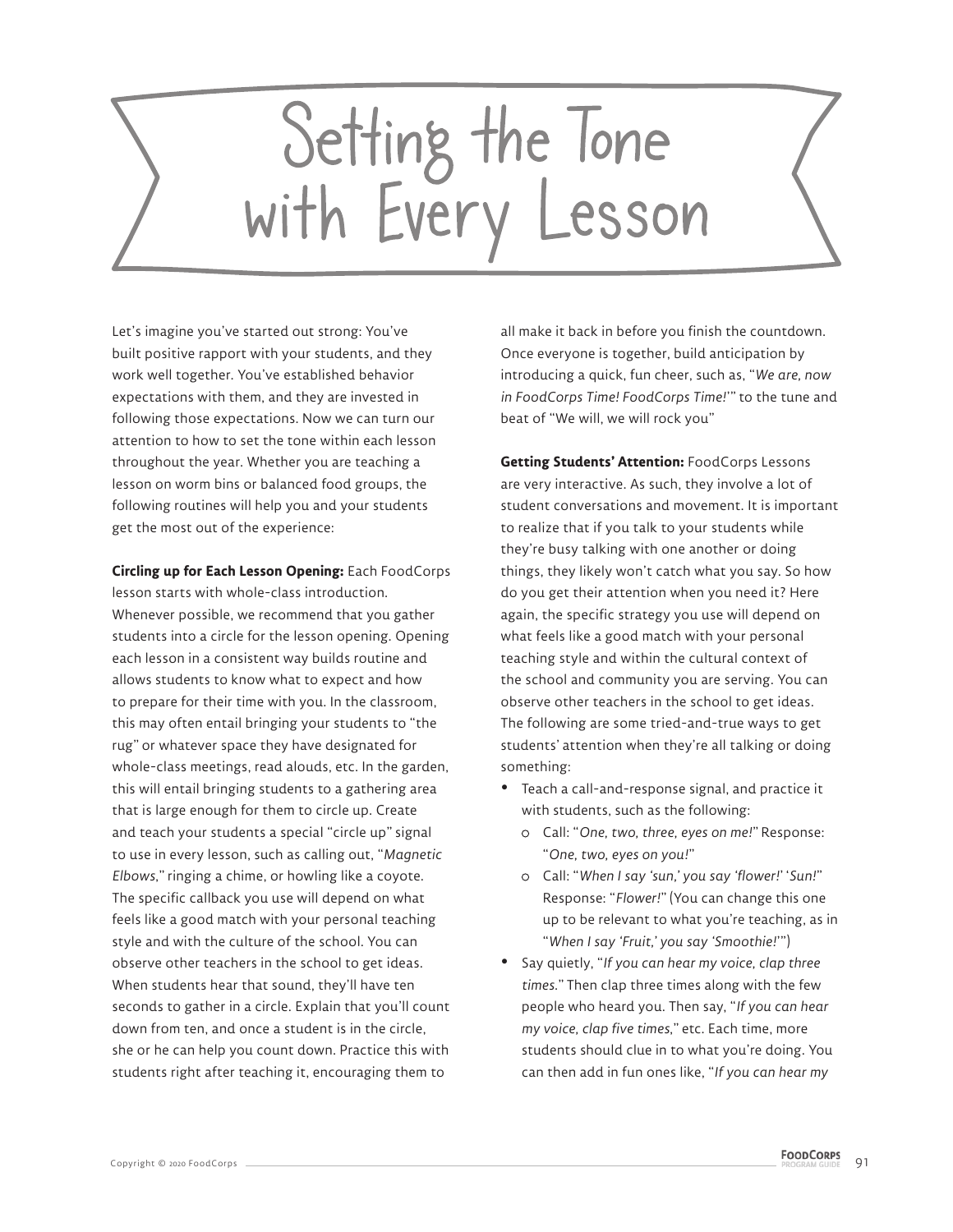# Setting the Tone with Every Lesson

Let's imagine you've started out strong: You've built positive rapport with your students, and they work well together. You've established behavior expectations with them, and they are invested in following those expectations. Now we can turn our attention to how to set the tone within each lesson throughout the year. Whether you are teaching a lesson on worm bins or balanced food groups, the following routines will help you and your students get the most out of the experience:

**Circling up for Each Lesson Opening:** Each FoodCorps lesson starts with whole-class introduction. Whenever possible, we recommend that you gather students into a circle for the lesson opening. Opening each lesson in a consistent way builds routine and allows students to know what to expect and how to prepare for their time with you. In the classroom, this may often entail bringing your students to "the rug" or whatever space they have designated for whole-class meetings, read alouds, etc. In the garden, this will entail bringing students to a gathering area that is large enough for them to circle up. Create and teach your students a special "circle up" signal to use in every lesson, such as calling out, "*Magnetic Elbows*," ringing a chime, or howling like a coyote. The specific callback you use will depend on what feels like a good match with your personal teaching style and with the culture of the school. You can observe other teachers in the school to get ideas. When students hear that sound, they'll have ten seconds to gather in a circle. Explain that you'll count down from ten, and once a student is in the circle, she or he can help you count down. Practice this with students right after teaching it, encouraging them to all make it back in before you finish the countdown. Once everyone is together, build anticipation by introducing a quick, fun cheer, such as, "*We are, now in FoodCorps Time! FoodCorps Time!*'" to the tune and beat of "We will, we will rock you"

**Getting Students' Attention:** FoodCorps Lessons are very interactive. As such, they involve a lot of student conversations and movement. It is important to realize that if you talk to your students while they're busy talking with one another or doing things, they likely won't catch what you say. So how do you get their attention when you need it? Here again, the specific strategy you use will depend on what feels like a good match with your personal teaching style and within the cultural context of the school and community you are serving. You can observe other teachers in the school to get ideas. The following are some tried-and-true ways to get students' attention when they're all talking or doing something:

- Teach a call-and-response signal, and practice it with students, such as the following:
  - Call: "*One, two, three, eyes on me!*" Response: "*One, two, eyes on you!*"
  - Call: "*When I say 'sun,' you say 'flower!' 'Sun!*" Response: "*Flower!*" (You can change this one up to be relevant to what you're teaching, as in "*When I say 'Fruit,' you say 'Smoothie!'*")
- Say quietly, "*If you can hear my voice, clap three times.*" Then clap three times along with the few people who heard you. Then say, "*If you can hear my voice, clap five times*," etc. Each time, more students should clue in to what you're doing. You can then add in fun ones like, "*If you can hear my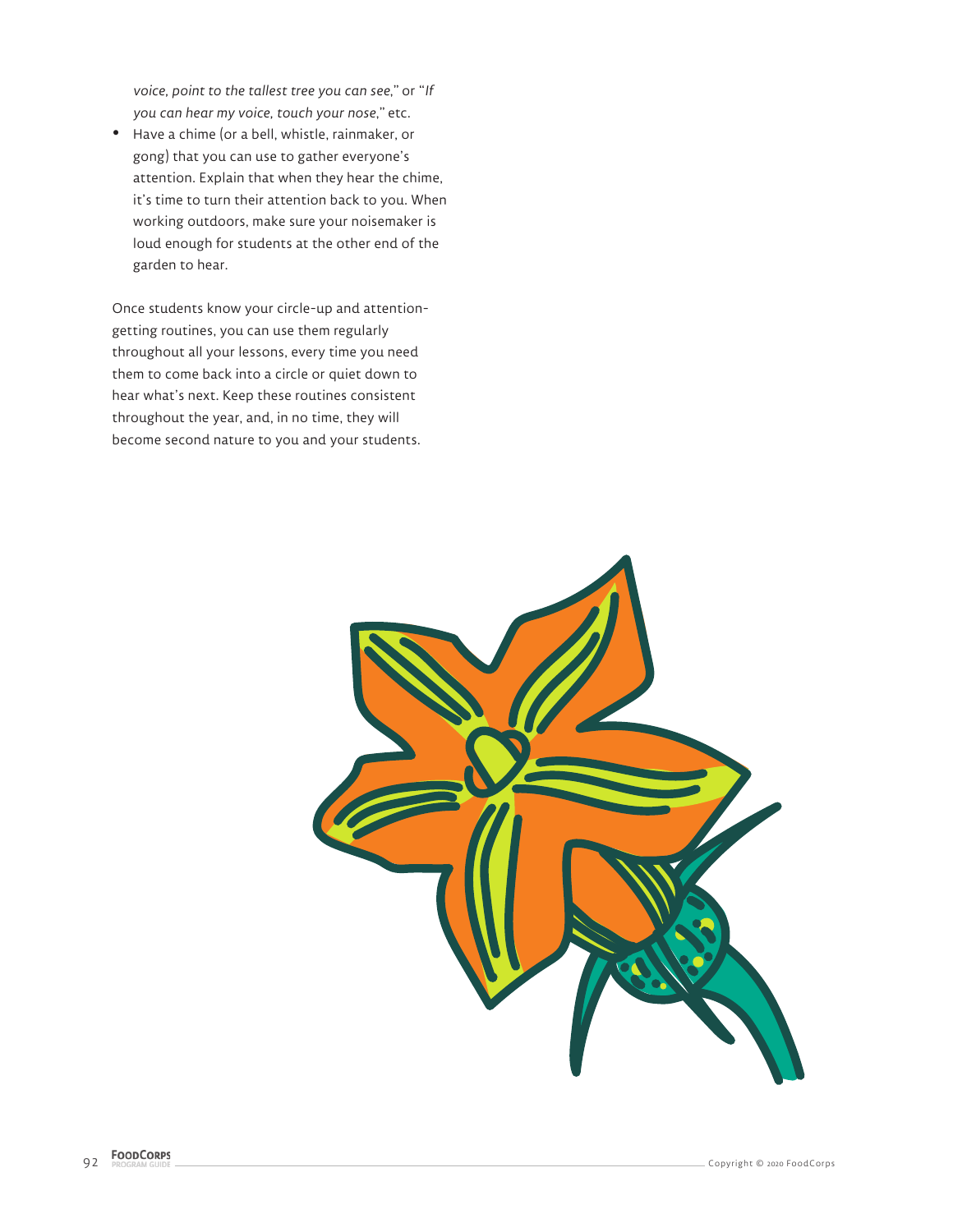*voice, point to the tallest tree you can see*," or "*If you can hear my voice, touch your nose*," etc.

- Have a chime (or a bell, whistle, rainmaker, or gong) that you can use to gather everyone's attention. Explain that when they hear the chime, it's time to turn their attention back to you. When working outdoors, make sure your noisemaker is loud enough for students at the other end of the garden to hear.

Once students know your circle-up and attention-getting routines, you can use them regularly throughout all your lessons, every time you need them to come back into a circle or quiet down to hear what's next. Keep these routines consistent throughout the year, and, in no time, they will become second nature to you and your students.